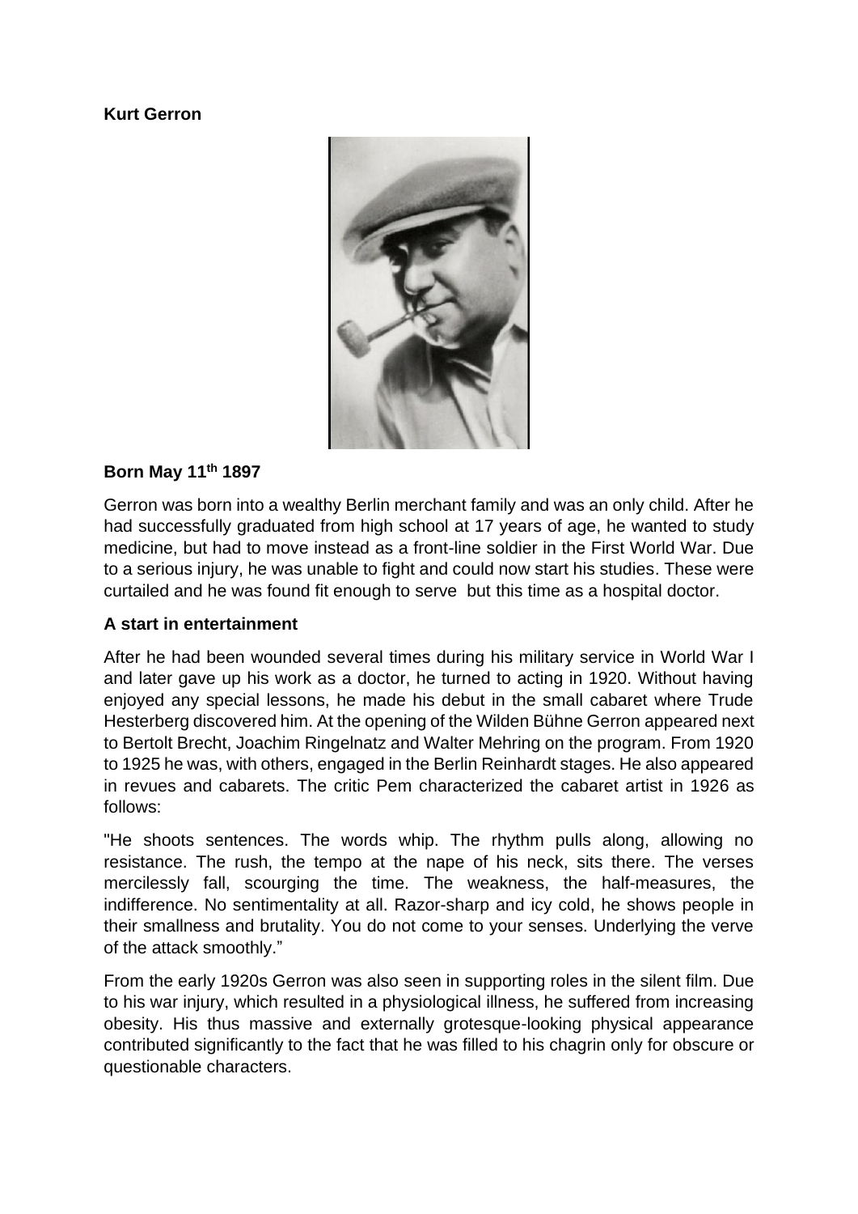**Kurt Gerron**

**Born May 11th 1897**

Gerron was born into a wealthy Berlin merchant family and was an only child. After he had successfully graduated from high school at 17 years of age, he wanted to study medicine, but had to move instead as a front-line soldier in the First World War. Due to a serious injury, he was unable to fight and could now start his studies. These were curtailed and he was found fit enough to serve  but this time as a hospital doctor.

**A start in entertainment**

After he had been wounded several times during his military service in World War I and later gave up his work as a doctor, he turned to acting in 1920. Without having enjoyed any special lessons, he made his debut in the small cabaret where Trude Hesterberg discovered him. At the opening of the Wilden Bühne Gerron appeared next to Bertolt Brecht, Joachim Ringelnatz and Walter Mehring on the program. From 1920 to 1925 he was, with others, engaged in the Berlin Reinhardt stages. He also appeared in revues and cabarets. The critic Pem characterized the cabaret artist in 1926 as follows:

"He shoots sentences. The words whip. The rhythm pulls along, allowing no resistance. The rush, the tempo at the nape of his neck, sits there. The verses mercilessly fall, scourging the time. The weakness, the half-measures, the indifference. No sentimentality at all. Razor-sharp and icy cold, he shows people in their smallness and brutality. You do not come to your senses. Underlying the verve of the attack smoothly."

From the early 1920s Gerron was also seen in supporting roles in the silent film. Due to his war injury, which resulted in a physiological illness, he suffered from increasing obesity. His thus massive and externally grotesque-looking physical appearance contributed significantly to the fact that he was filled to his chagrin only for obscure or questionable characters.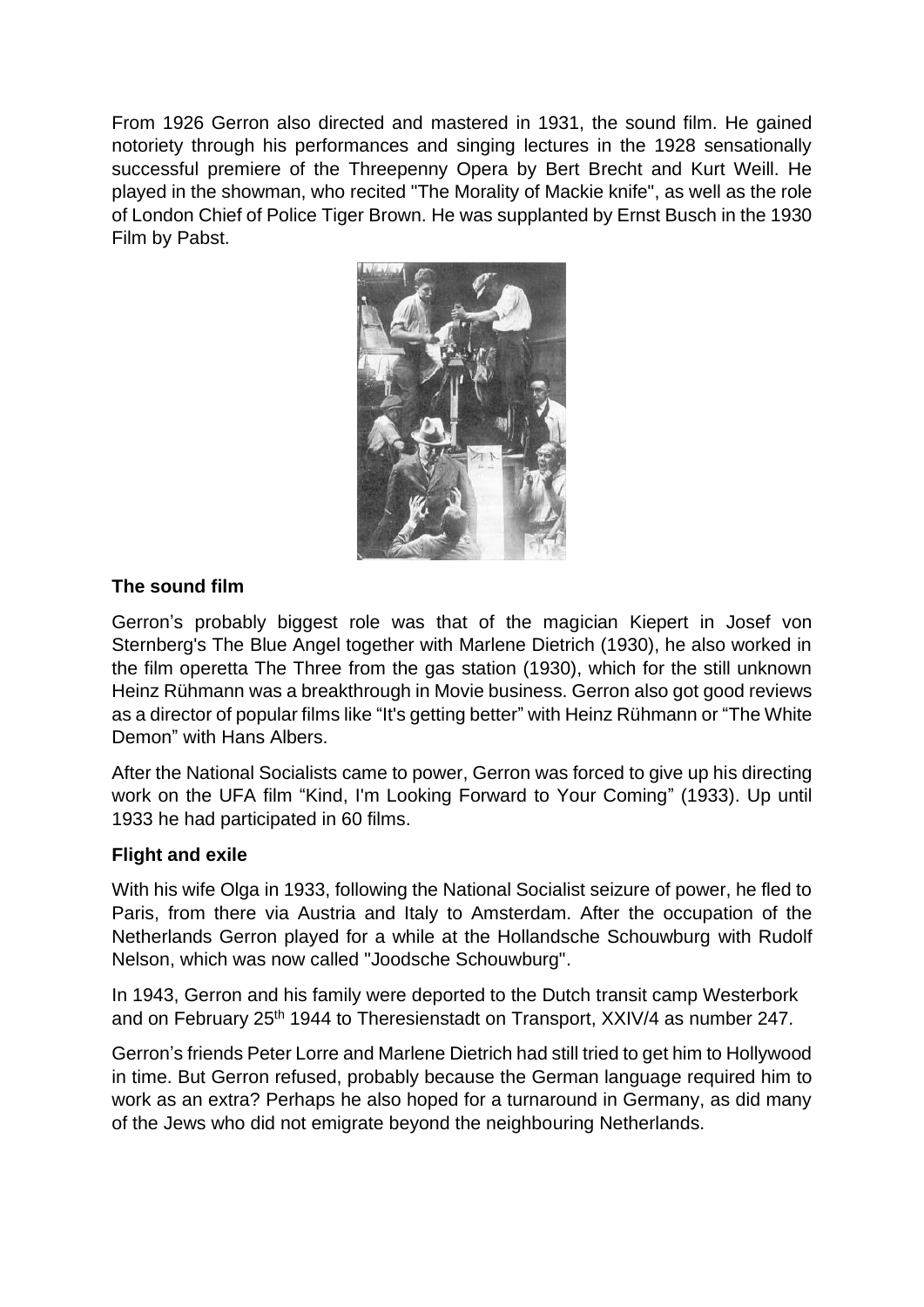From 1926 Gerron also directed and mastered in 1931, the sound film. He gained notoriety through his performances and singing lectures in the 1928 sensationally successful premiere of the Threepenny Opera by Bert Brecht and Kurt Weill. He played in the showman, who recited "The Morality of Mackie knife", as well as the role of London Chief of Police Tiger Brown. He was supplanted by Ernst Busch in the 1930 Film by Pabst.

### The sound film

Gerron's probably biggest role was that of the magician Kiepert in Josef von Sternberg's The Blue Angel together with Marlene Dietrich (1930), he also worked in the film operetta The Three from the gas station (1930), which for the still unknown Heinz Rühmann was a breakthrough in Movie business. Gerron also got good reviews as a director of popular films like "It's getting better" with Heinz Rühmann or "The White Demon" with Hans Albers.

After the National Socialists came to power, Gerron was forced to give up his directing work on the UFA film "Kind, I'm Looking Forward to Your Coming" (1933). Up until 1933 he had participated in 60 films.

### Flight and exile

With his wife Olga in 1933, following the National Socialist seizure of power, he fled to Paris, from there via Austria and Italy to Amsterdam. After the occupation of the Netherlands Gerron played for a while at the Hollandsche Schouwburg with Rudolf Nelson, which was now called "Joodsche Schouwburg".

In 1943, Gerron and his family were deported to the Dutch transit camp Westerbork and on February 25th 1944 to Theresienstadt on Transport, XXIV/4 as number 247.

Gerron's friends Peter Lorre and Marlene Dietrich had still tried to get him to Hollywood in time. But Gerron refused, probably because the German language required him to work as an extra? Perhaps he also hoped for a turnaround in Germany, as did many of the Jews who did not emigrate beyond the neighbouring Netherlands.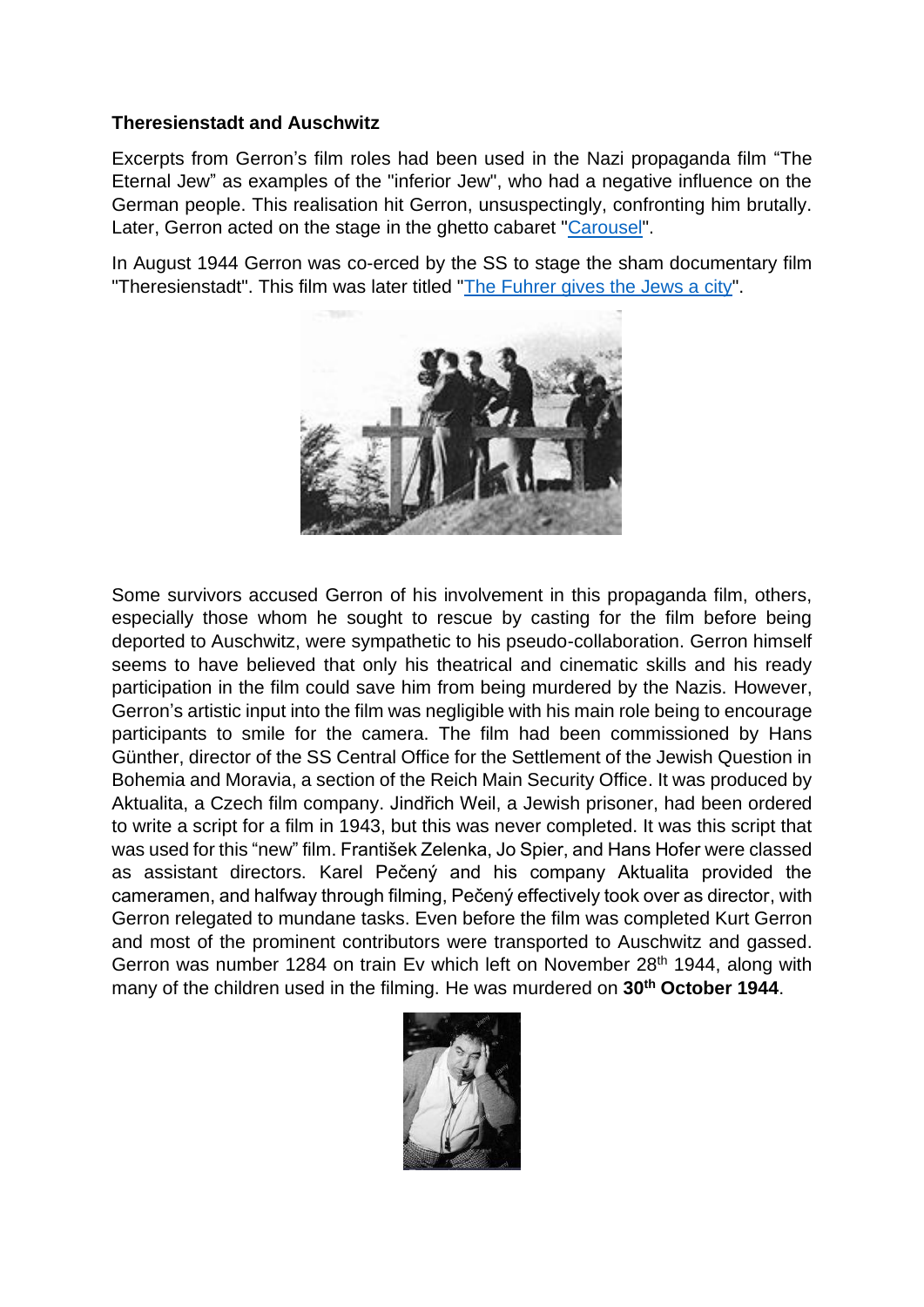**Theresienstadt and Auschwitz**

Excerpts from Gerron's film roles had been used in the Nazi propaganda film "The Eternal Jew" as examples of the "inferior Jew", who had a negative influence on the German people. This realisation hit Gerron, unsuspectingly, confronting him brutally. Later, Gerron acted on the stage in the ghetto cabaret "Carousel".

In August 1944 Gerron was co-erced by the SS to stage the sham documentary film "Theresienstadt". This film was later titled "The Fuhrer gives the Jews a city".

Some survivors accused Gerron of his involvement in this propaganda film, others, especially those whom he sought to rescue by casting for the film before being deported to Auschwitz, were sympathetic to his pseudo-collaboration. Gerron himself seems to have believed that only his theatrical and cinematic skills and his ready participation in the film could save him from being murdered by the Nazis. However, Gerron's artistic input into the film was negligible with his main role being to encourage participants to smile for the camera. The film had been commissioned by Hans Günther, director of the SS Central Office for the Settlement of the Jewish Question in Bohemia and Moravia, a section of the Reich Main Security Office. It was produced by Aktualita, a Czech film company. Jindřich Weil, a Jewish prisoner, had been ordered to write a script for a film in 1943, but this was never completed. It was this script that was used for this "new" film. František Zelenka, Jo Spier, and Hans Hofer were classed as assistant directors. Karel Pečený and his company Aktualita provided the cameramen, and halfway through filming, Pečený effectively took over as director, with Gerron relegated to mundane tasks. Even before the film was completed Kurt Gerron and most of the prominent contributors were transported to Auschwitz and gassed. Gerron was number 1284 on train Ev which left on November 28th 1944, along with many of the children used in the filming. He was murdered on **30th October 1944**.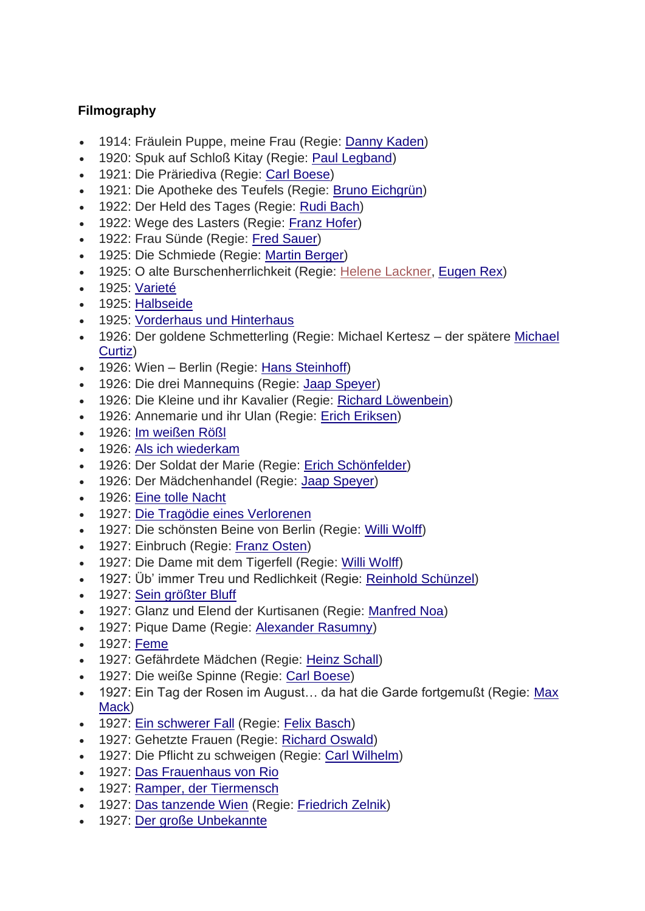**Filmography**

- 1914: Fräulein Puppe, meine Frau (Regie: Danny Kaden)
- 1920: Spuk auf Schloß Kitay (Regie: Paul Legband)
- 1921: Die Präriediva (Regie: Carl Boese)
- 1921: Die Apotheke des Teufels (Regie: Bruno Eichgrün)
- 1922: Der Held des Tages (Regie: Rudi Bach)
- 1922: Wege des Lasters (Regie: Franz Hofer)
- 1922: Frau Sünde (Regie: Fred Sauer)
- 1925: Die Schmiede (Regie: Martin Berger)
- 1925: O alte Burschenherrlichkeit (Regie: Helene Lackner, Eugen Rex)
- 1925: Varieté
- 1925: Halbseide
- 1925: Vorderhaus und Hinterhaus
- 1926: Der goldene Schmetterling (Regie: Michael Kertesz – der spätere Michael Curtiz)
- 1926: Wien – Berlin (Regie: Hans Steinhoff)
- 1926: Die drei Mannequins (Regie: Jaap Speyer)
- 1926: Die Kleine und ihr Kavalier (Regie: Richard Löwenbein)
- 1926: Annemarie und ihr Ulan (Regie: Erich Eriksen)
- 1926: Im weißen Rößl
- 1926: Als ich wiederkam
- 1926: Der Soldat der Marie (Regie: Erich Schönfelder)
- 1926: Der Mädchenhandel (Regie: Jaap Speyer)
- 1926: Eine tolle Nacht
- 1927: Die Tragödie eines Verlorenen
- 1927: Die schönsten Beine von Berlin (Regie: Willi Wolff)
- 1927: Einbruch (Regie: Franz Osten)
- 1927: Die Dame mit dem Tigerfell (Regie: Willi Wolff)
- 1927: Üb' immer Treu und Redlichkeit (Regie: Reinhold Schünzel)
- 1927: Sein größter Bluff
- 1927: Glanz und Elend der Kurtisanen (Regie: Manfred Noa)
- 1927: Pique Dame (Regie: Alexander Rasumny)
- 1927: Feme
- 1927: Gefährdete Mädchen (Regie: Heinz Schall)
- 1927: Die weiße Spinne (Regie: Carl Boese)
- 1927: Ein Tag der Rosen im August… da hat die Garde fortgemußt (Regie: Max Mack)
- 1927: Ein schwerer Fall (Regie: Felix Basch)
- 1927: Gehetzte Frauen (Regie: Richard Oswald)
- 1927: Die Pflicht zu schweigen (Regie: Carl Wilhelm)
- 1927: Das Frauenhaus von Rio
- 1927: Ramper, der Tiermensch
- 1927: Das tanzende Wien (Regie: Friedrich Zelnik)
- 1927: Der große Unbekannte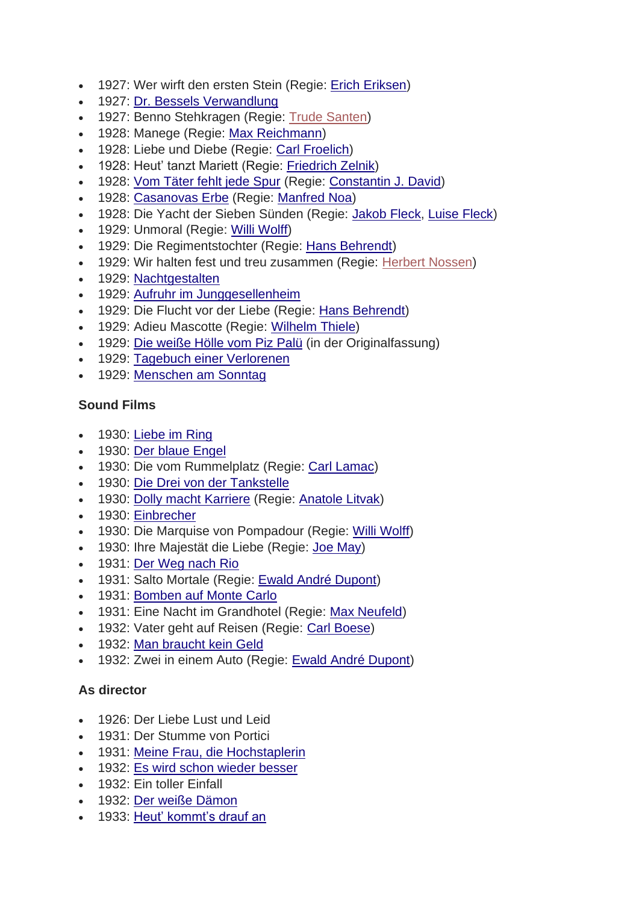- 1927: Wer wirft den ersten Stein (Regie: Erich Eriksen)
- 1927: Dr. Bessels Verwandlung
- 1927: Benno Stehkragen (Regie: Trude Santen)
- 1928: Manege (Regie: Max Reichmann)
- 1928: Liebe und Diebe (Regie: Carl Froelich)
- 1928: Heut' tanzt Mariett (Regie: Friedrich Zelnik)
- 1928: Vom Täter fehlt jede Spur (Regie: Constantin J. David)
- 1928: Casanovas Erbe (Regie: Manfred Noa)
- 1928: Die Yacht der Sieben Sünden (Regie: Jakob Fleck, Luise Fleck)
- 1929: Unmoral (Regie: Willi Wolff)
- 1929: Die Regimentstochter (Regie: Hans Behrendt)
- 1929: Wir halten fest und treu zusammen (Regie: Herbert Nossen)
- 1929: Nachtgestalten
- 1929: Aufruhr im Junggesellenheim
- 1929: Die Flucht vor der Liebe (Regie: Hans Behrendt)
- 1929: Adieu Mascotte (Regie: Wilhelm Thiele)
- 1929: Die weiße Hölle vom Piz Palü (in der Originalfassung)
- 1929: Tagebuch einer Verlorenen
- 1929: Menschen am Sonntag

**Sound Films**

- 1930: Liebe im Ring
- 1930: Der blaue Engel
- 1930: Die vom Rummelplatz (Regie: Carl Lamac)
- 1930: Die Drei von der Tankstelle
- 1930: Dolly macht Karriere (Regie: Anatole Litvak)
- 1930: Einbrecher
- 1930: Die Marquise von Pompadour (Regie: Willi Wolff)
- 1930: Ihre Majestät die Liebe (Regie: Joe May)
- 1931: Der Weg nach Rio
- 1931: Salto Mortale (Regie: Ewald André Dupont)
- 1931: Bomben auf Monte Carlo
- 1931: Eine Nacht im Grandhotel (Regie: Max Neufeld)
- 1932: Vater geht auf Reisen (Regie: Carl Boese)
- 1932: Man braucht kein Geld
- 1932: Zwei in einem Auto (Regie: Ewald André Dupont)

**As director**

- 1926: Der Liebe Lust und Leid
- 1931: Der Stumme von Portici
- 1931: Meine Frau, die Hochstaplerin
- 1932: Es wird schon wieder besser
- 1932: Ein toller Einfall
- 1932: Der weiße Dämon
- 1933: Heut' kommt's drauf an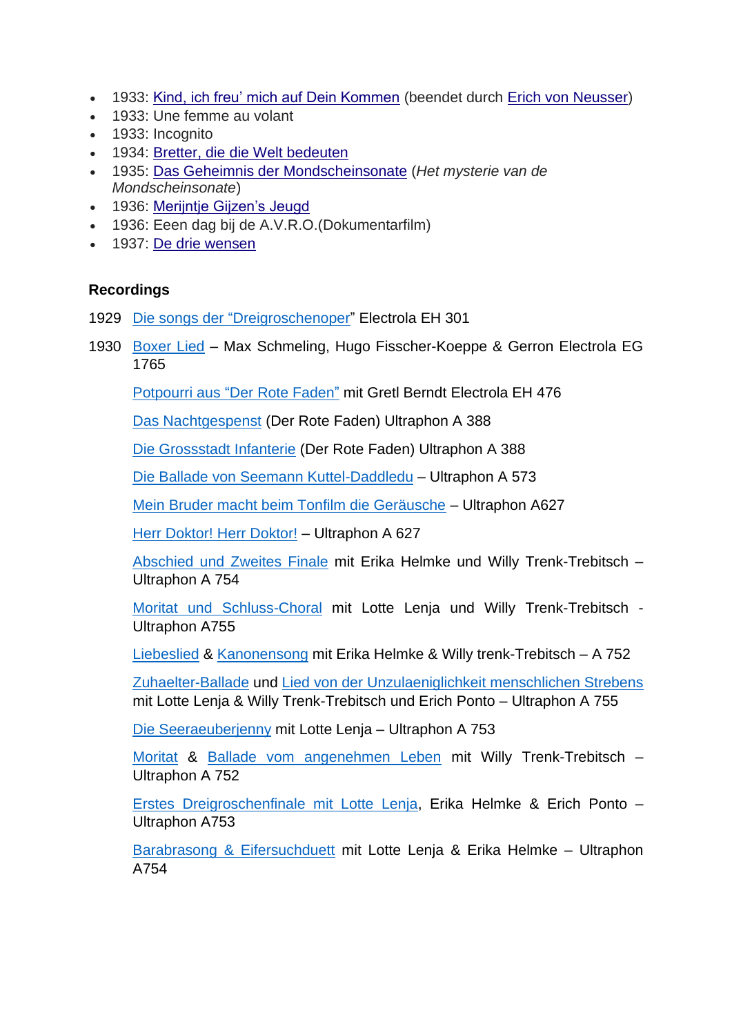- 1933: Kind, ich freu' mich auf Dein Kommen (beendet durch Erich von Neusser)
- 1933: Une femme au volant
- 1933: Incognito
- 1934: Bretter, die die Welt bedeuten
- 1935: Das Geheimnis der Mondscheinsonate (*Het mysterie van de Mondscheinsonate*)
- 1936: Merijntje Gijzen's Jeugd
- 1936: Eeen dag bij de A.V.R.O.(Dokumentarfilm)
- 1937: De drie wensen

**Recordings**

1929 Die songs der "Dreigroschenoper" Electrola EH 301

1930 Boxer Lied – Max Schmeling, Hugo Fisscher-Koeppe & Gerron Electrola EG 1765

Potpourri aus "Der Rote Faden" mit Gretl Berndt Electrola EH 476

Das Nachtgespenst (Der Rote Faden) Ultraphon A 388

Die Grossstadt Infanterie (Der Rote Faden) Ultraphon A 388

Die Ballade von Seemann Kuttel-Daddledu – Ultraphon A 573

Mein Bruder macht beim Tonfilm die Geräusche – Ultraphon A627

Herr Doktor! Herr Doktor! – Ultraphon A 627

Abschied und Zweites Finale mit Erika Helmke und Willy Trenk-Trebitsch – Ultraphon A 754

Moritat und Schluss-Choral mit Lotte Lenja und Willy Trenk-Trebitsch - Ultraphon A755

Liebeslied & Kanonensong mit Erika Helmke & Willy trenk-Trebitsch – A 752

Zuhaelter-Ballade und Lied von der Unzulaeniglichkeit menschlichen Strebens mit Lotte Lenja & Willy Trenk-Trebitsch und Erich Ponto – Ultraphon A 755

Die Seeraeuberjenny mit Lotte Lenja – Ultraphon A 753

Moritat & Ballade vom angenehmen Leben mit Willy Trenk-Trebitsch – Ultraphon A 752

Erstes Dreigroschenfinale mit Lotte Lenja, Erika Helmke & Erich Ponto – Ultraphon A753

Barabrasong & Eifersuchduett mit Lotte Lenja & Erika Helmke – Ultraphon A754